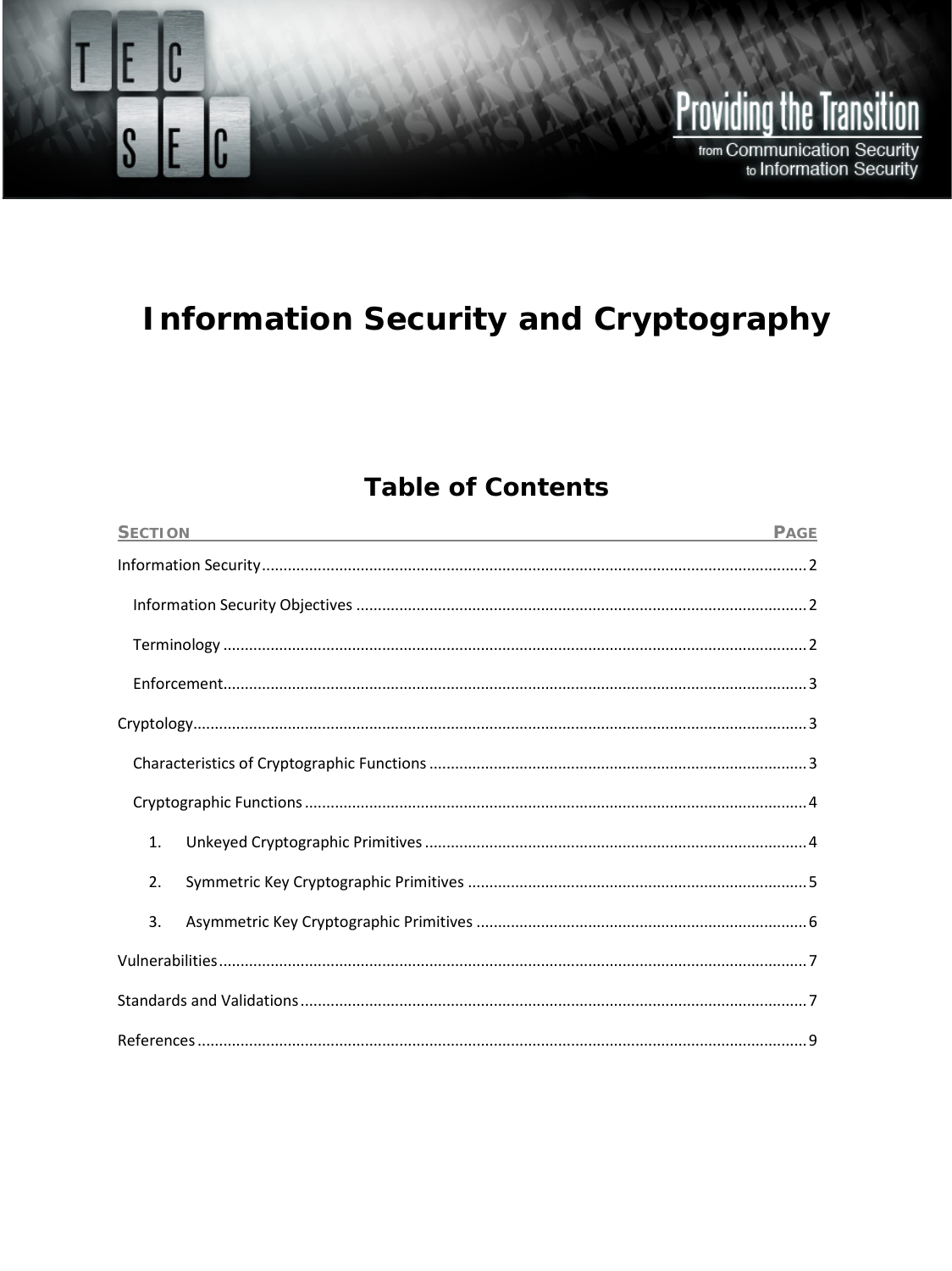# Information Security and Cryptography

## Table of Contents

| SECTION | PAGE |
|---|---|
| Information Security | 2 |
| Information Security Objectives | 2 |
| Terminology | 2 |
| Enforcement | 3 |
| Cryptology | 3 |
| Characteristics of Cryptographic Functions | 3 |
| Cryptographic Functions | 4 |
| 1. Unkeyed Cryptographic Primitives | 4 |
| 2. Symmetric Key Cryptographic Primitives | 5 |
| 3. Asymmetric Key Cryptographic Primitives | 6 |
| Vulnerabilities | 7 |
| Standards and Validations | 7 |
| References | 9 |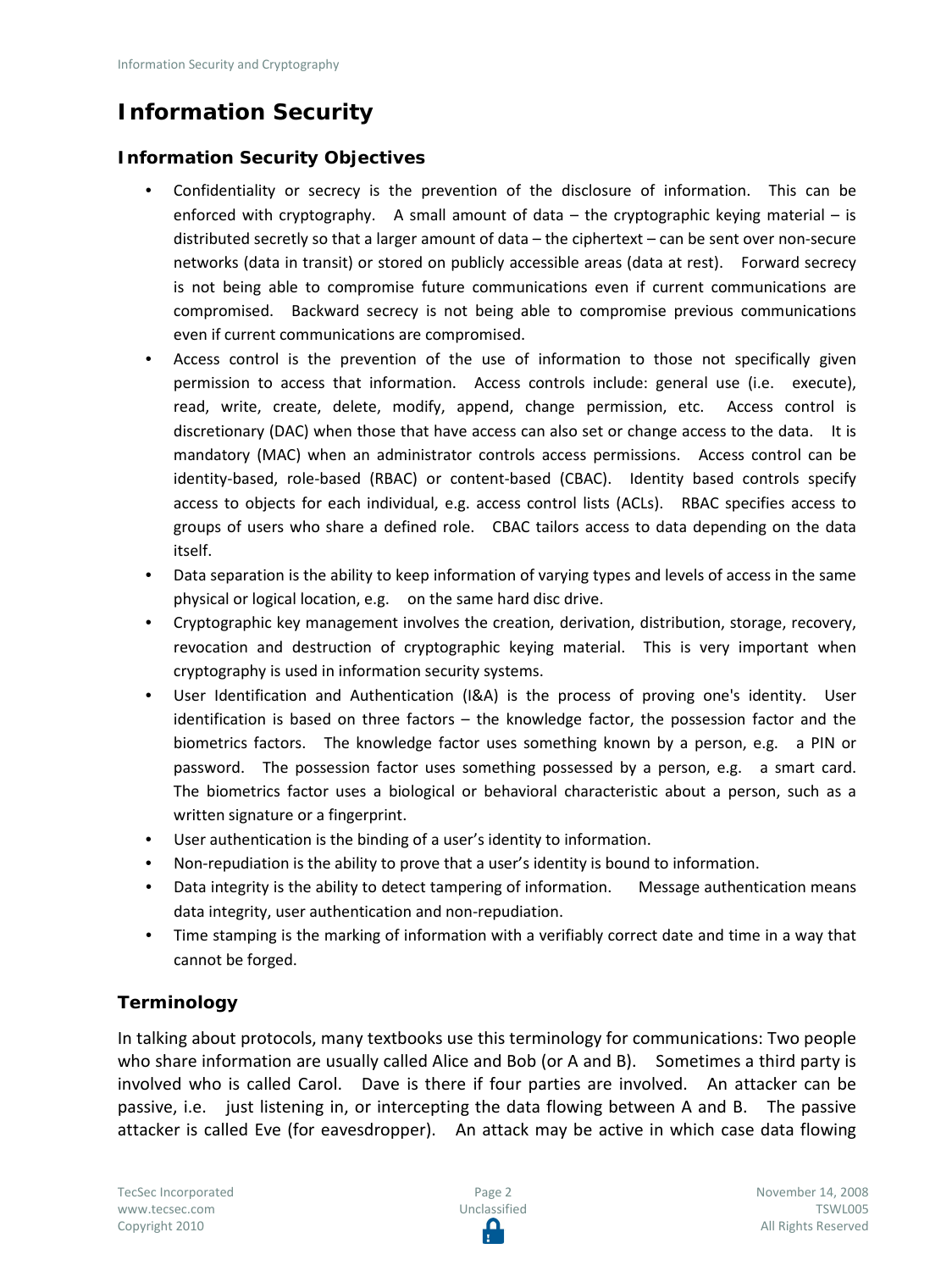# Information Security

## Information Security Objectives

- Confidentiality or secrecy is the prevention of the disclosure of information. This can be enforced with cryptography. A small amount of data – the cryptographic keying material – is distributed secretly so that a larger amount of data – the ciphertext – can be sent over non-secure networks (data in transit) or stored on publicly accessible areas (data at rest). Forward secrecy is not being able to compromise future communications even if current communications are compromised. Backward secrecy is not being able to compromise previous communications even if current communications are compromised.
- Access control is the prevention of the use of information to those not specifically given permission to access that information. Access controls include: general use (i.e. execute), read, write, create, delete, modify, append, change permission, etc. Access control is discretionary (DAC) when those that have access can also set or change access to the data. It is mandatory (MAC) when an administrator controls access permissions. Access control can be identity-based, role-based (RBAC) or content-based (CBAC). Identity based controls specify access to objects for each individual, e.g. access control lists (ACLs). RBAC specifies access to groups of users who share a defined role. CBAC tailors access to data depending on the data itself.
- Data separation is the ability to keep information of varying types and levels of access in the same physical or logical location, e.g. on the same hard disc drive.
- Cryptographic key management involves the creation, derivation, distribution, storage, recovery, revocation and destruction of cryptographic keying material. This is very important when cryptography is used in information security systems.
- User Identification and Authentication (I&A) is the process of proving one's identity. User identification is based on three factors – the knowledge factor, the possession factor and the biometrics factors. The knowledge factor uses something known by a person, e.g. a PIN or password. The possession factor uses something possessed by a person, e.g. a smart card. The biometrics factor uses a biological or behavioral characteristic about a person, such as a written signature or a fingerprint.
- User authentication is the binding of a user's identity to information.
- Non-repudiation is the ability to prove that a user's identity is bound to information.
- Data integrity is the ability to detect tampering of information. Message authentication means data integrity, user authentication and non-repudiation.
- Time stamping is the marking of information with a verifiably correct date and time in a way that cannot be forged.

## Terminology

In talking about protocols, many textbooks use this terminology for communications: Two people who share information are usually called Alice and Bob (or A and B). Sometimes a third party is involved who is called Carol. Dave is there if four parties are involved. An attacker can be passive, i.e. just listening in, or intercepting the data flowing between A and B. The passive attacker is called Eve (for eavesdropper). An attack may be active in which case data flowing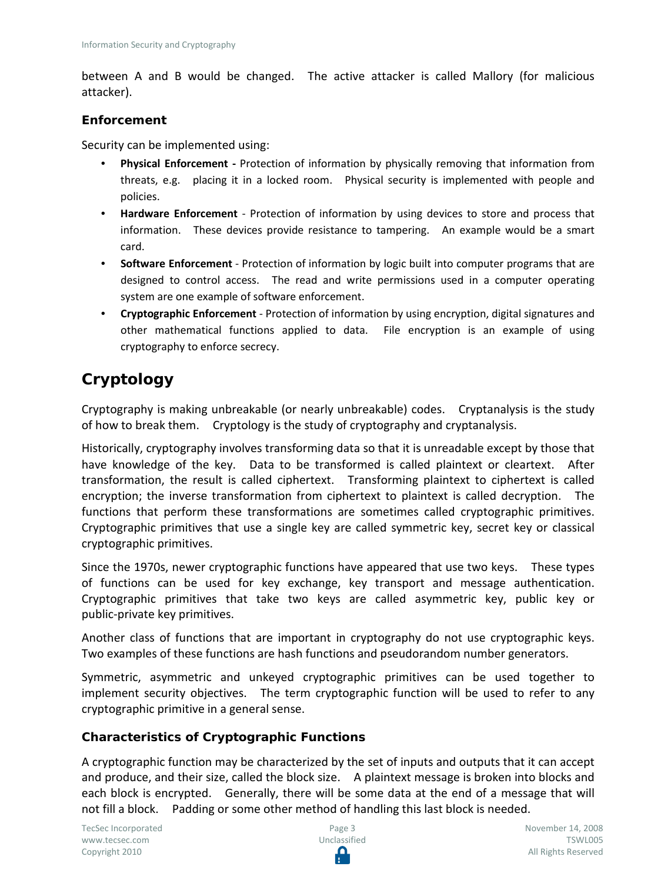between A and B would be changed. The active attacker is called Mallory (for malicious attacker).

### Enforcement

Security can be implemented using:

- **Physical Enforcement -** Protection of information by physically removing that information from threats, e.g. placing it in a locked room. Physical security is implemented with people and policies.
- **Hardware Enforcement** - Protection of information by using devices to store and process that information. These devices provide resistance to tampering. An example would be a smart card.
- **Software Enforcement** - Protection of information by logic built into computer programs that are designed to control access. The read and write permissions used in a computer operating system are one example of software enforcement.
- **Cryptographic Enforcement** - Protection of information by using encryption, digital signatures and other mathematical functions applied to data. File encryption is an example of using cryptography to enforce secrecy.

## Cryptology

Cryptography is making unbreakable (or nearly unbreakable) codes. Cryptanalysis is the study of how to break them. Cryptology is the study of cryptography and cryptanalysis.

Historically, cryptography involves transforming data so that it is unreadable except by those that have knowledge of the key. Data to be transformed is called plaintext or cleartext. After transformation, the result is called ciphertext. Transforming plaintext to ciphertext is called encryption; the inverse transformation from ciphertext to plaintext is called decryption. The functions that perform these transformations are sometimes called cryptographic primitives. Cryptographic primitives that use a single key are called symmetric key, secret key or classical cryptographic primitives.

Since the 1970s, newer cryptographic functions have appeared that use two keys. These types of functions can be used for key exchange, key transport and message authentication. Cryptographic primitives that take two keys are called asymmetric key, public key or public-private key primitives.

Another class of functions that are important in cryptography do not use cryptographic keys. Two examples of these functions are hash functions and pseudorandom number generators.

Symmetric, asymmetric and unkeyed cryptographic primitives can be used together to implement security objectives. The term cryptographic function will be used to refer to any cryptographic primitive in a general sense.

### Characteristics of Cryptographic Functions

A cryptographic function may be characterized by the set of inputs and outputs that it can accept and produce, and their size, called the block size. A plaintext message is broken into blocks and each block is encrypted. Generally, there will be some data at the end of a message that will not fill a block. Padding or some other method of handling this last block is needed.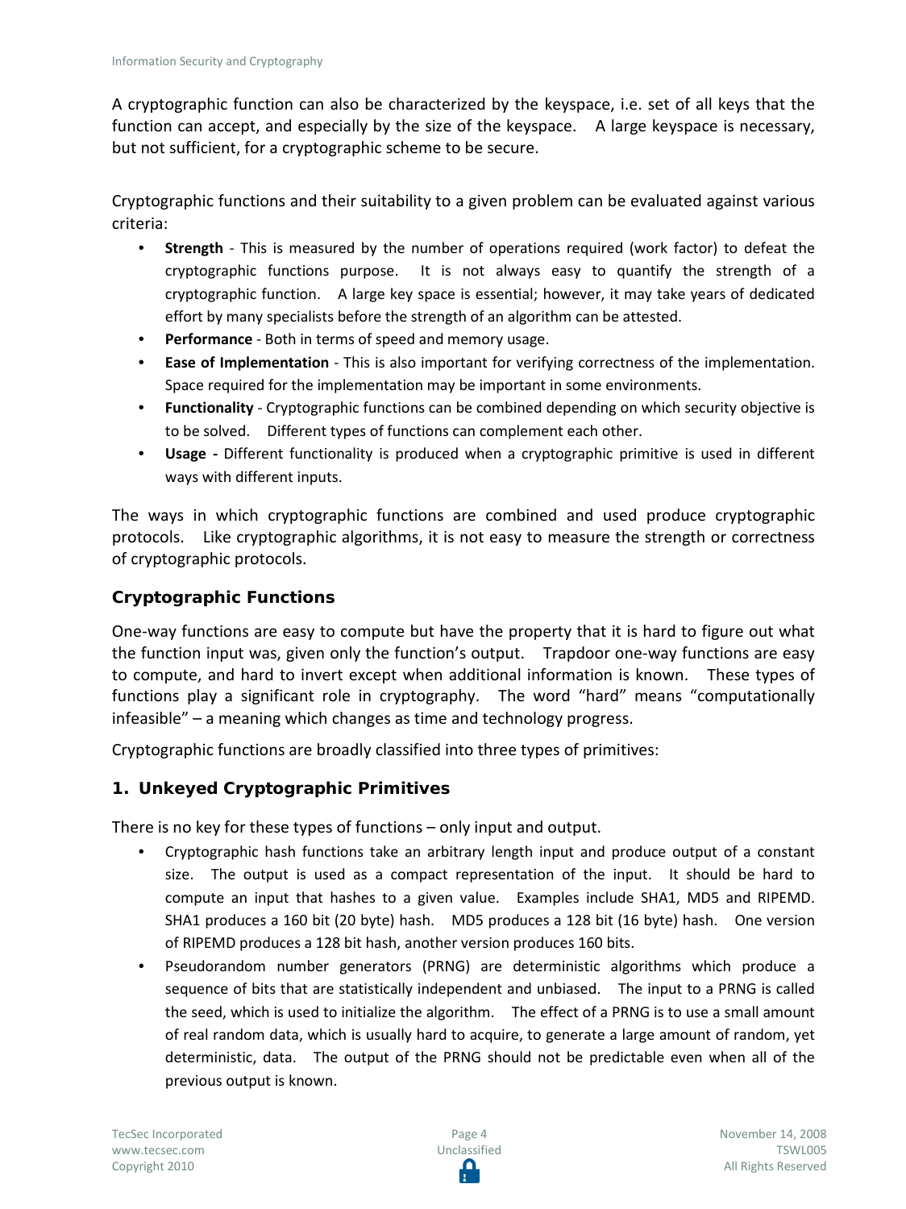A cryptographic function can also be characterized by the keyspace, i.e. set of all keys that the function can accept, and especially by the size of the keyspace. A large keyspace is necessary, but not sufficient, for a cryptographic scheme to be secure.

Cryptographic functions and their suitability to a given problem can be evaluated against various criteria:

- **Strength** - This is measured by the number of operations required (work factor) to defeat the cryptographic functions purpose. It is not always easy to quantify the strength of a cryptographic function. A large key space is essential; however, it may take years of dedicated effort by many specialists before the strength of an algorithm can be attested.
- **Performance** - Both in terms of speed and memory usage.
- **Ease of Implementation** - This is also important for verifying correctness of the implementation. Space required for the implementation may be important in some environments.
- **Functionality** - Cryptographic functions can be combined depending on which security objective is to be solved. Different types of functions can complement each other.
- **Usage -** Different functionality is produced when a cryptographic primitive is used in different ways with different inputs.

The ways in which cryptographic functions are combined and used produce cryptographic protocols. Like cryptographic algorithms, it is not easy to measure the strength or correctness of cryptographic protocols.

### Cryptographic Functions

One-way functions are easy to compute but have the property that it is hard to figure out what the function input was, given only the function's output. Trapdoor one-way functions are easy to compute, and hard to invert except when additional information is known. These types of functions play a significant role in cryptography. The word "hard" means "computationally infeasible" – a meaning which changes as time and technology progress.

Cryptographic functions are broadly classified into three types of primitives:

### 1. Unkeyed Cryptographic Primitives

There is no key for these types of functions – only input and output.

- Cryptographic hash functions take an arbitrary length input and produce output of a constant size. The output is used as a compact representation of the input. It should be hard to compute an input that hashes to a given value. Examples include SHA1, MD5 and RIPEMD. SHA1 produces a 160 bit (20 byte) hash. MD5 produces a 128 bit (16 byte) hash. One version of RIPEMD produces a 128 bit hash, another version produces 160 bits.
- Pseudorandom number generators (PRNG) are deterministic algorithms which produce a sequence of bits that are statistically independent and unbiased. The input to a PRNG is called the seed, which is used to initialize the algorithm. The effect of a PRNG is to use a small amount of real random data, which is usually hard to acquire, to generate a large amount of random, yet deterministic, data. The output of the PRNG should not be predictable even when all of the previous output is known.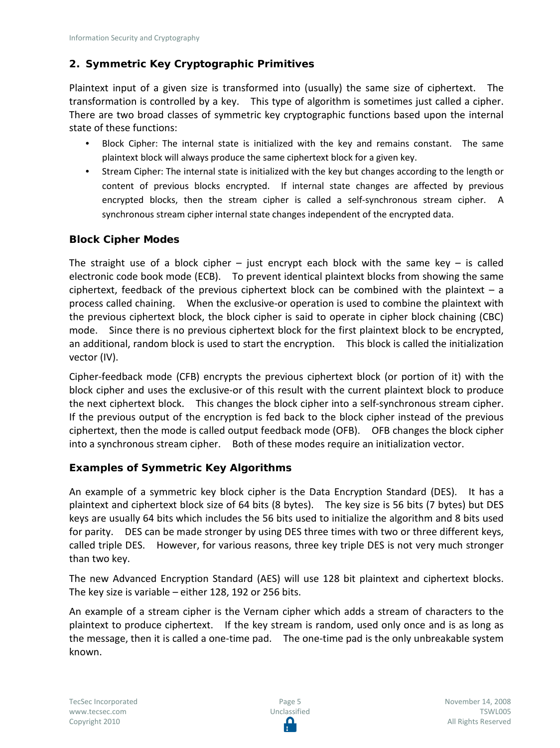## 2. Symmetric Key Cryptographic Primitives

Plaintext input of a given size is transformed into (usually) the same size of ciphertext. The transformation is controlled by a key. This type of algorithm is sometimes just called a cipher. There are two broad classes of symmetric key cryptographic functions based upon the internal state of these functions:

- Block Cipher: The internal state is initialized with the key and remains constant. The same plaintext block will always produce the same ciphertext block for a given key.
- Stream Cipher: The internal state is initialized with the key but changes according to the length or content of previous blocks encrypted. If internal state changes are affected by previous encrypted blocks, then the stream cipher is called a self-synchronous stream cipher. A synchronous stream cipher internal state changes independent of the encrypted data.

### Block Cipher Modes

The straight use of a block cipher – just encrypt each block with the same key – is called electronic code book mode (ECB). To prevent identical plaintext blocks from showing the same ciphertext, feedback of the previous ciphertext block can be combined with the plaintext – a process called chaining. When the exclusive-or operation is used to combine the plaintext with the previous ciphertext block, the block cipher is said to operate in cipher block chaining (CBC) mode. Since there is no previous ciphertext block for the first plaintext block to be encrypted, an additional, random block is used to start the encryption. This block is called the initialization vector (IV).

Cipher-feedback mode (CFB) encrypts the previous ciphertext block (or portion of it) with the block cipher and uses the exclusive-or of this result with the current plaintext block to produce the next ciphertext block. This changes the block cipher into a self-synchronous stream cipher. If the previous output of the encryption is fed back to the block cipher instead of the previous ciphertext, then the mode is called output feedback mode (OFB). OFB changes the block cipher into a synchronous stream cipher. Both of these modes require an initialization vector.

### Examples of Symmetric Key Algorithms

An example of a symmetric key block cipher is the Data Encryption Standard (DES). It has a plaintext and ciphertext block size of 64 bits (8 bytes). The key size is 56 bits (7 bytes) but DES keys are usually 64 bits which includes the 56 bits used to initialize the algorithm and 8 bits used for parity. DES can be made stronger by using DES three times with two or three different keys, called triple DES. However, for various reasons, three key triple DES is not very much stronger than two key.

The new Advanced Encryption Standard (AES) will use 128 bit plaintext and ciphertext blocks. The key size is variable – either 128, 192 or 256 bits.

An example of a stream cipher is the Vernam cipher which adds a stream of characters to the plaintext to produce ciphertext. If the key stream is random, used only once and is as long as the message, then it is called a one-time pad. The one-time pad is the only unbreakable system known.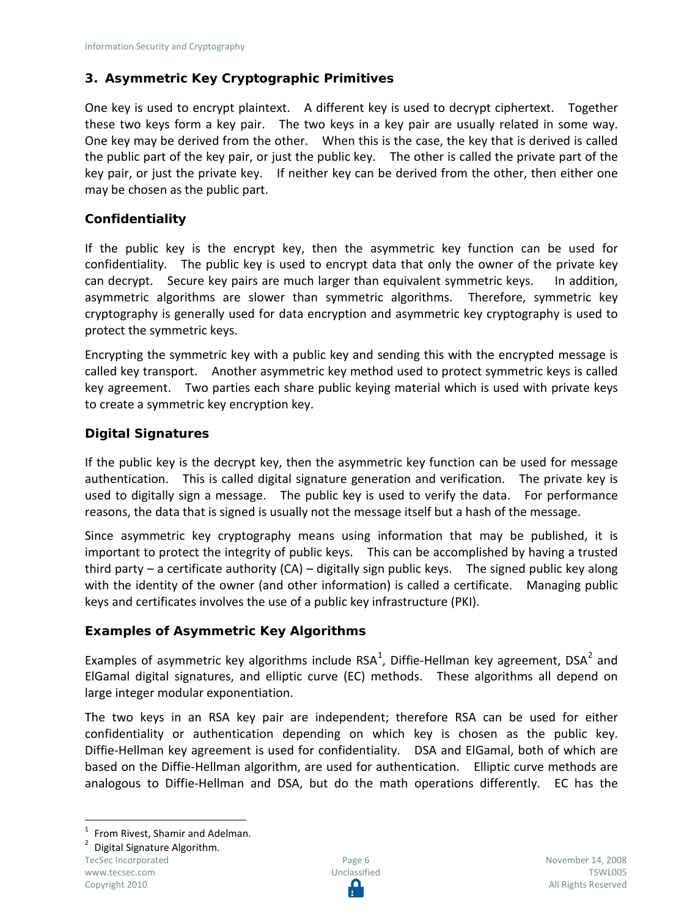## 3. Asymmetric Key Cryptographic Primitives

One key is used to encrypt plaintext. A different key is used to decrypt ciphertext. Together these two keys form a key pair. The two keys in a key pair are usually related in some way. One key may be derived from the other. When this is the case, the key that is derived is called the public part of the key pair, or just the public key. The other is called the private part of the key pair, or just the private key. If neither key can be derived from the other, then either one may be chosen as the public part.

### Confidentiality

If the public key is the encrypt key, then the asymmetric key function can be used for confidentiality. The public key is used to encrypt data that only the owner of the private key can decrypt. Secure key pairs are much larger than equivalent symmetric keys. In addition, asymmetric algorithms are slower than symmetric algorithms. Therefore, symmetric key cryptography is generally used for data encryption and asymmetric key cryptography is used to protect the symmetric keys.

Encrypting the symmetric key with a public key and sending this with the encrypted message is called key transport. Another asymmetric key method used to protect symmetric keys is called key agreement. Two parties each share public keying material which is used with private keys to create a symmetric key encryption key.

### Digital Signatures

If the public key is the decrypt key, then the asymmetric key function can be used for message authentication. This is called digital signature generation and verification. The private key is used to digitally sign a message. The public key is used to verify the data. For performance reasons, the data that is signed is usually not the message itself but a hash of the message.

Since asymmetric key cryptography means using information that may be published, it is important to protect the integrity of public keys. This can be accomplished by having a trusted third party – a certificate authority (CA) – digitally sign public keys. The signed public key along with the identity of the owner (and other information) is called a certificate. Managing public keys and certificates involves the use of a public key infrastructure (PKI).

### Examples of Asymmetric Key Algorithms

Examples of asymmetric key algorithms include RSA[1], Diffie-Hellman key agreement, DSA[2] and ElGamal digital signatures, and elliptic curve (EC) methods. These algorithms all depend on large integer modular exponentiation.

The two keys in an RSA key pair are independent; therefore RSA can be used for either confidentiality or authentication depending on which key is chosen as the public key. Diffie-Hellman key agreement is used for confidentiality. DSA and ElGamal, both of which are based on the Diffie-Hellman algorithm, are used for authentication. Elliptic curve methods are analogous to Diffie-Hellman and DSA, but do the math operations differently. EC has the

---

[1] From Rivest, Shamir and Adelman.

[2] Digital Signature Algorithm.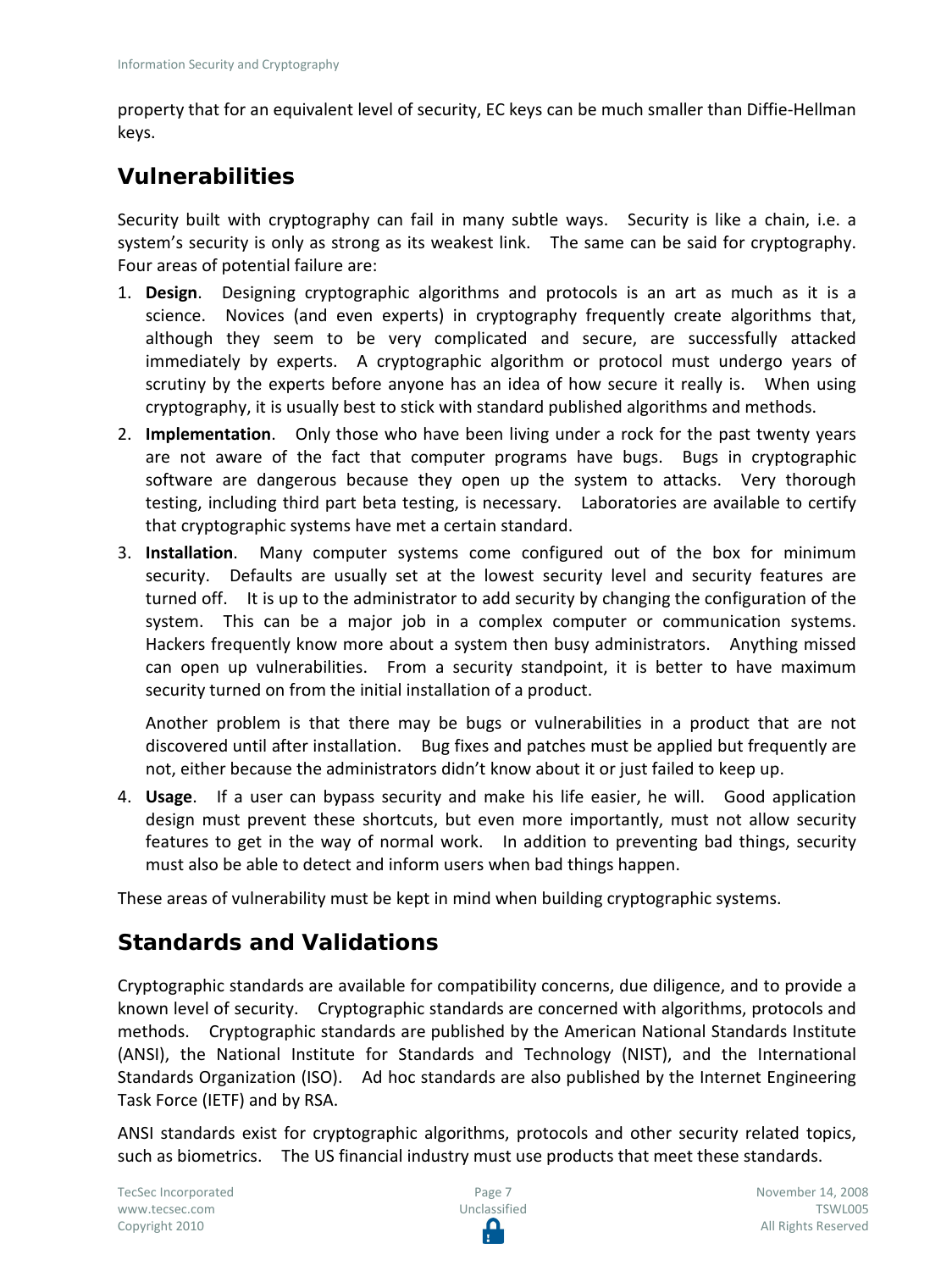property that for an equivalent level of security, EC keys can be much smaller than Diffie-Hellman keys.

## Vulnerabilities

Security built with cryptography can fail in many subtle ways. Security is like a chain, i.e. a system's security is only as strong as its weakest link. The same can be said for cryptography. Four areas of potential failure are:

1. **Design**. Designing cryptographic algorithms and protocols is an art as much as it is a science. Novices (and even experts) in cryptography frequently create algorithms that, although they seem to be very complicated and secure, are successfully attacked immediately by experts. A cryptographic algorithm or protocol must undergo years of scrutiny by the experts before anyone has an idea of how secure it really is. When using cryptography, it is usually best to stick with standard published algorithms and methods.
2. **Implementation**. Only those who have been living under a rock for the past twenty years are not aware of the fact that computer programs have bugs. Bugs in cryptographic software are dangerous because they open up the system to attacks. Very thorough testing, including third part beta testing, is necessary. Laboratories are available to certify that cryptographic systems have met a certain standard.
3. **Installation**. Many computer systems come configured out of the box for minimum security. Defaults are usually set at the lowest security level and security features are turned off. It is up to the administrator to add security by changing the configuration of the system. This can be a major job in a complex computer or communication systems. Hackers frequently know more about a system then busy administrators. Anything missed can open up vulnerabilities. From a security standpoint, it is better to have maximum security turned on from the initial installation of a product.

   Another problem is that there may be bugs or vulnerabilities in a product that are not discovered until after installation. Bug fixes and patches must be applied but frequently are not, either because the administrators didn't know about it or just failed to keep up.
4. **Usage**. If a user can bypass security and make his life easier, he will. Good application design must prevent these shortcuts, but even more importantly, must not allow security features to get in the way of normal work. In addition to preventing bad things, security must also be able to detect and inform users when bad things happen.

These areas of vulnerability must be kept in mind when building cryptographic systems.

## Standards and Validations

Cryptographic standards are available for compatibility concerns, due diligence, and to provide a known level of security. Cryptographic standards are concerned with algorithms, protocols and methods. Cryptographic standards are published by the American National Standards Institute (ANSI), the National Institute for Standards and Technology (NIST), and the International Standards Organization (ISO). Ad hoc standards are also published by the Internet Engineering Task Force (IETF) and by RSA.

ANSI standards exist for cryptographic algorithms, protocols and other security related topics, such as biometrics. The US financial industry must use products that meet these standards.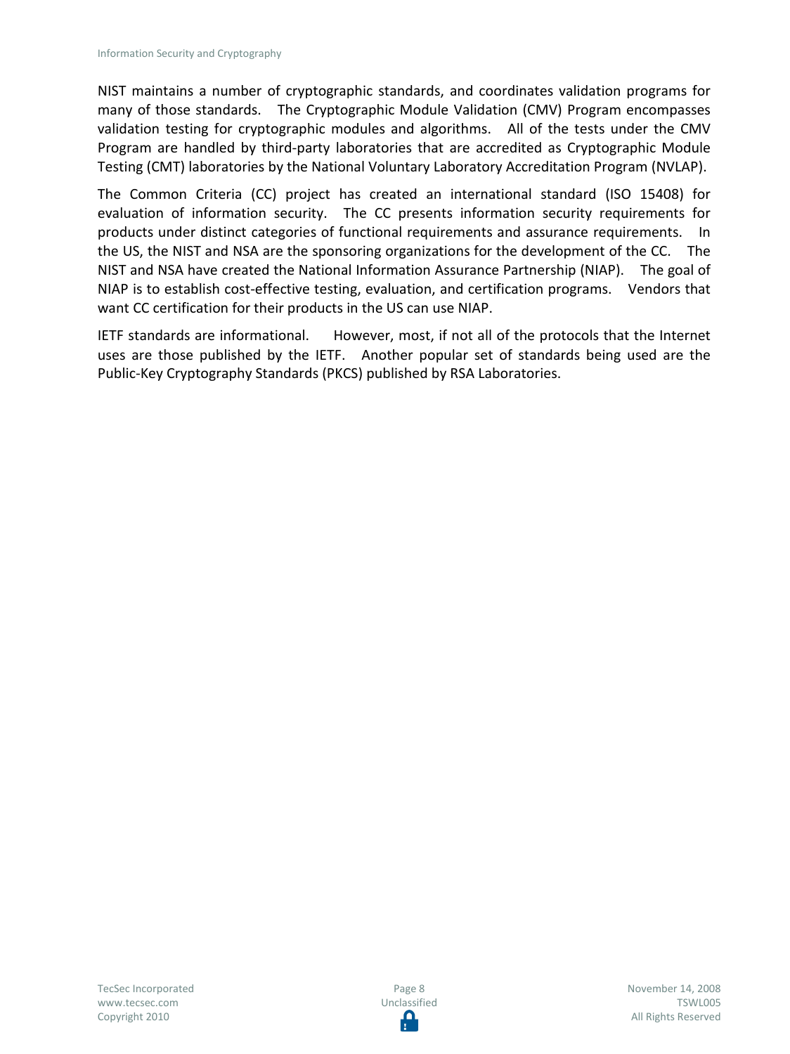NIST maintains a number of cryptographic standards, and coordinates validation programs for many of those standards. The Cryptographic Module Validation (CMV) Program encompasses validation testing for cryptographic modules and algorithms. All of the tests under the CMV Program are handled by third-party laboratories that are accredited as Cryptographic Module Testing (CMT) laboratories by the National Voluntary Laboratory Accreditation Program (NVLAP).

The Common Criteria (CC) project has created an international standard (ISO 15408) for evaluation of information security. The CC presents information security requirements for products under distinct categories of functional requirements and assurance requirements. In the US, the NIST and NSA are the sponsoring organizations for the development of the CC. The NIST and NSA have created the National Information Assurance Partnership (NIAP). The goal of NIAP is to establish cost-effective testing, evaluation, and certification programs. Vendors that want CC certification for their products in the US can use NIAP.

IETF standards are informational. However, most, if not all of the protocols that the Internet uses are those published by the IETF. Another popular set of standards being used are the Public-Key Cryptography Standards (PKCS) published by RSA Laboratories.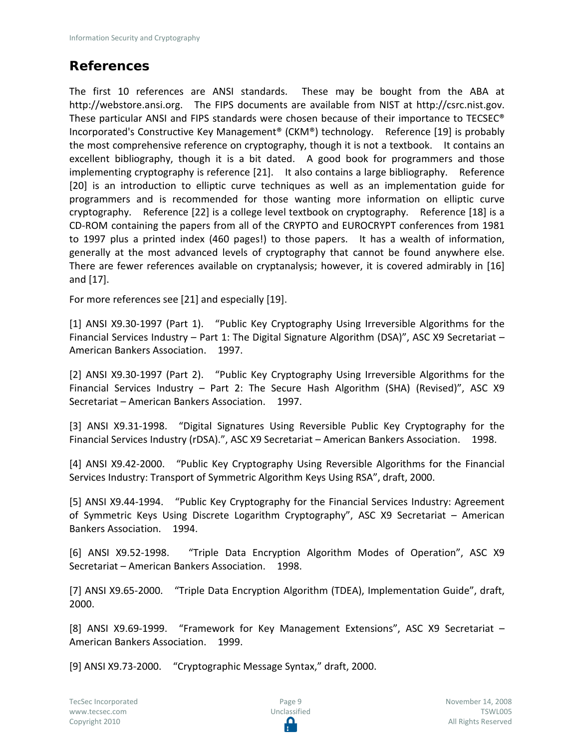## References

The first 10 references are ANSI standards. These may be bought from the ABA at http://webstore.ansi.org. The FIPS documents are available from NIST at http://csrc.nist.gov. These particular ANSI and FIPS standards were chosen because of their importance to TECSEC® Incorporated's Constructive Key Management® (CKM®) technology. Reference [19] is probably the most comprehensive reference on cryptography, though it is not a textbook. It contains an excellent bibliography, though it is a bit dated. A good book for programmers and those implementing cryptography is reference [21]. It also contains a large bibliography. Reference [20] is an introduction to elliptic curve techniques as well as an implementation guide for programmers and is recommended for those wanting more information on elliptic curve cryptography. Reference [22] is a college level textbook on cryptography. Reference [18] is a CD-ROM containing the papers from all of the CRYPTO and EUROCRYPT conferences from 1981 to 1997 plus a printed index (460 pages!) to those papers. It has a wealth of information, generally at the most advanced levels of cryptography that cannot be found anywhere else. There are fewer references available on cryptanalysis; however, it is covered admirably in [16] and [17].

For more references see [21] and especially [19].

[1] ANSI X9.30-1997 (Part 1). "Public Key Cryptography Using Irreversible Algorithms for the Financial Services Industry – Part 1: The Digital Signature Algorithm (DSA)", ASC X9 Secretariat – American Bankers Association. 1997.

[2] ANSI X9.30-1997 (Part 2). "Public Key Cryptography Using Irreversible Algorithms for the Financial Services Industry – Part 2: The Secure Hash Algorithm (SHA) (Revised)", ASC X9 Secretariat – American Bankers Association. 1997.

[3] ANSI X9.31-1998. "Digital Signatures Using Reversible Public Key Cryptography for the Financial Services Industry (rDSA).", ASC X9 Secretariat – American Bankers Association. 1998.

[4] ANSI X9.42-2000. "Public Key Cryptography Using Reversible Algorithms for the Financial Services Industry: Transport of Symmetric Algorithm Keys Using RSA", draft, 2000.

[5] ANSI X9.44-1994. "Public Key Cryptography for the Financial Services Industry: Agreement of Symmetric Keys Using Discrete Logarithm Cryptography", ASC X9 Secretariat – American Bankers Association. 1994.

[6] ANSI X9.52-1998. "Triple Data Encryption Algorithm Modes of Operation", ASC X9 Secretariat – American Bankers Association. 1998.

[7] ANSI X9.65-2000. "Triple Data Encryption Algorithm (TDEA), Implementation Guide", draft, 2000.

[8] ANSI X9.69-1999. "Framework for Key Management Extensions", ASC X9 Secretariat – American Bankers Association. 1999.

[9] ANSI X9.73-2000. "Cryptographic Message Syntax," draft, 2000.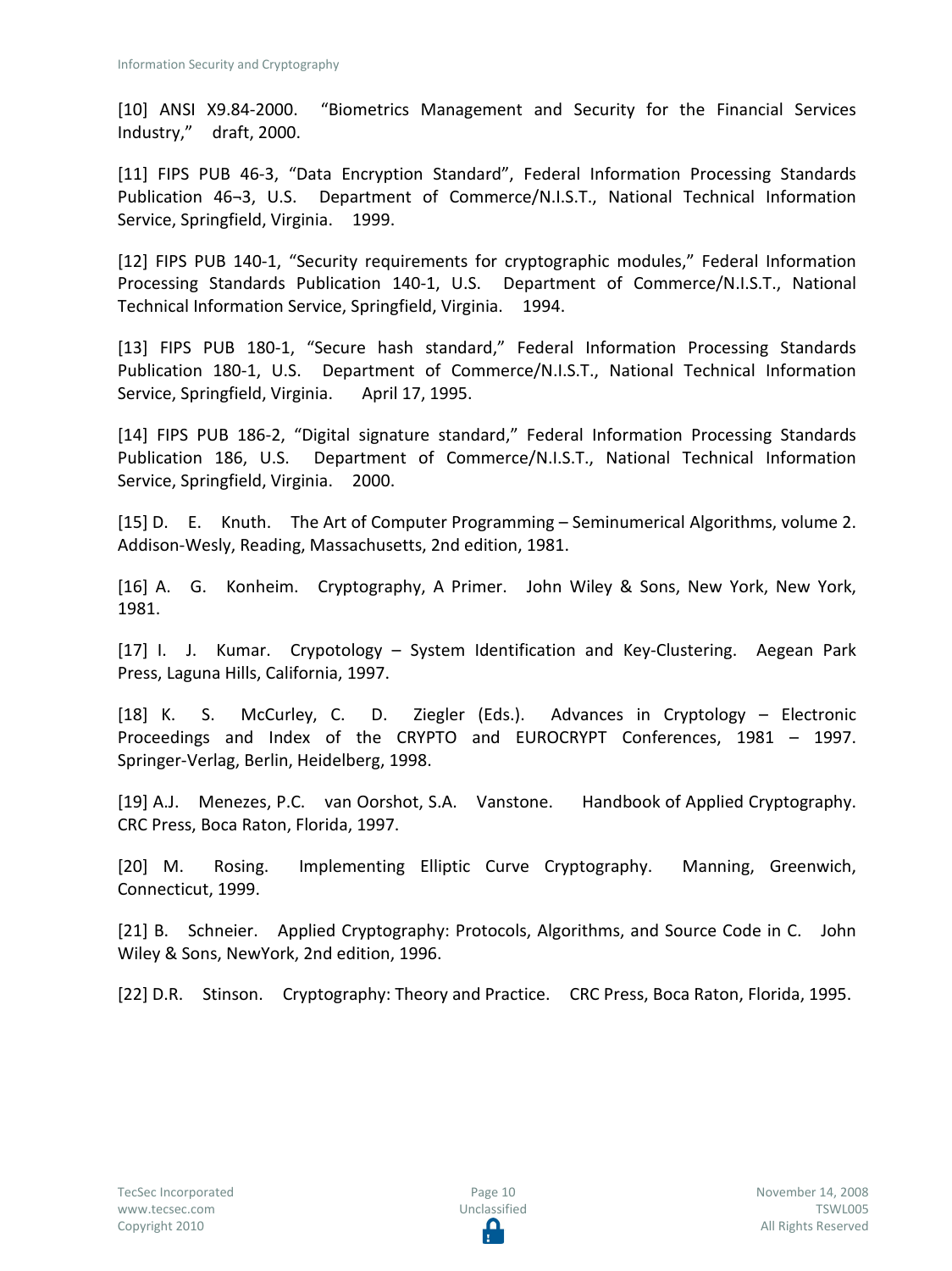[10] ANSI X9.84-2000. "Biometrics Management and Security for the Financial Services Industry," draft, 2000.

[11] FIPS PUB 46-3, "Data Encryption Standard", Federal Information Processing Standards Publication 46¬3, U.S. Department of Commerce/N.I.S.T., National Technical Information Service, Springfield, Virginia. 1999.

[12] FIPS PUB 140-1, "Security requirements for cryptographic modules," Federal Information Processing Standards Publication 140-1, U.S. Department of Commerce/N.I.S.T., National Technical Information Service, Springfield, Virginia. 1994.

[13] FIPS PUB 180-1, "Secure hash standard," Federal Information Processing Standards Publication 180-1, U.S. Department of Commerce/N.I.S.T., National Technical Information Service, Springfield, Virginia. April 17, 1995.

[14] FIPS PUB 186-2, "Digital signature standard," Federal Information Processing Standards Publication 186, U.S. Department of Commerce/N.I.S.T., National Technical Information Service, Springfield, Virginia. 2000.

[15] D. E. Knuth. The Art of Computer Programming – Seminumerical Algorithms, volume 2. Addison-Wesly, Reading, Massachusetts, 2nd edition, 1981.

[16] A. G. Konheim. Cryptography, A Primer. John Wiley & Sons, New York, New York, 1981.

[17] I. J. Kumar. Crypotology – System Identification and Key-Clustering. Aegean Park Press, Laguna Hills, California, 1997.

[18] K. S. McCurley, C. D. Ziegler (Eds.). Advances in Cryptology – Electronic Proceedings and Index of the CRYPTO and EUROCRYPT Conferences, 1981 – 1997. Springer-Verlag, Berlin, Heidelberg, 1998.

[19] A.J. Menezes, P.C. van Oorshot, S.A. Vanstone. Handbook of Applied Cryptography. CRC Press, Boca Raton, Florida, 1997.

[20] M. Rosing. Implementing Elliptic Curve Cryptography. Manning, Greenwich, Connecticut, 1999.

[21] B. Schneier. Applied Cryptography: Protocols, Algorithms, and Source Code in C. John Wiley & Sons, NewYork, 2nd edition, 1996.

[22] D.R. Stinson. Cryptography: Theory and Practice. CRC Press, Boca Raton, Florida, 1995.